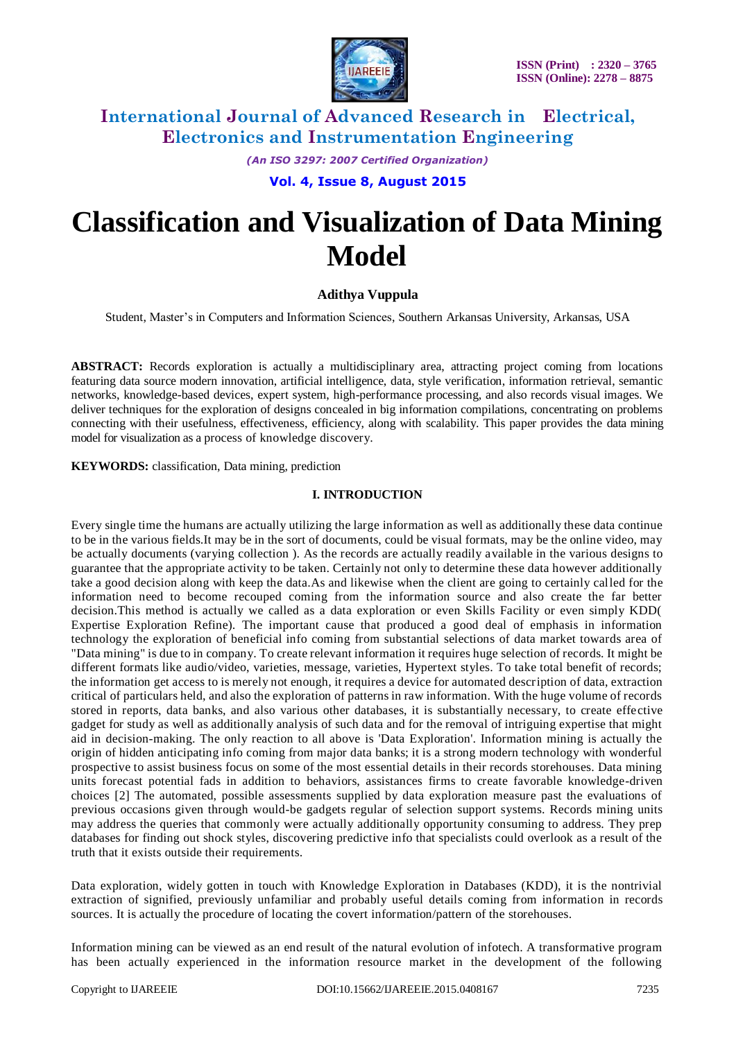# Classification and Visualization of Data Mining Model

**Adithya Vuppula**

Student, Master's in Computers and Information Sciences, Southern Arkansas University, Arkansas, USA

**ABSTRACT:** Records exploration is actually a multidisciplinary area, attracting project coming from locations featuring data source modern innovation, artificial intelligence, data, style verification, information retrieval, semantic networks, knowledge-based devices, expert system, high-performance processing, and also records visual images. We deliver techniques for the exploration of designs concealed in big information compilations, concentrating on problems connecting with their usefulness, effectiveness, efficiency, along with scalability. This paper provides the data mining model for visualization as a process of knowledge discovery.

**KEYWORDS:** classification, Data mining, prediction

## I. INTRODUCTION

Every single time the humans are actually utilizing the large information as well as additionally these data continue to be in the various fields.It may be in the sort of documents, could be visual formats, may be the online video, may be actually documents (varying collection ). As the records are actually readily available in the various designs to guarantee that the appropriate activity to be taken. Certainly not only to determine these data however additionally take a good decision along with keep the data.As and likewise when the client are going to certainly called for the information need to become recouped coming from the information source and also create the far better decision.This method is actually we called as a data exploration or even Skills Facility or even simply KDD( Expertise Exploration Refine). The important cause that produced a good deal of emphasis in information technology the exploration of beneficial info coming from substantial selections of data market towards area of "Data mining" is due to in company. To create relevant information it requires huge selection of records. It might be different formats like audio/video, varieties, message, varieties, Hypertext styles. To take total benefit of records; the information get access to is merely not enough, it requires a device for automated description of data, extraction critical of particulars held, and also the exploration of patterns in raw information. With the huge volume of records stored in reports, data banks, and also various other databases, it is substantially necessary, to create effective gadget for study as well as additionally analysis of such data and for the removal of intriguing expertise that might aid in decision-making. The only reaction to all above is 'Data Exploration'. Information mining is actually the origin of hidden anticipating info coming from major data banks; it is a strong modern technology with wonderful prospective to assist business focus on some of the most essential details in their records storehouses. Data mining units forecast potential fads in addition to behaviors, assistances firms to create favorable knowledge-driven choices [2] The automated, possible assessments supplied by data exploration measure past the evaluations of previous occasions given through would-be gadgets regular of selection support systems. Records mining units may address the queries that commonly were actually additionally opportunity consuming to address. They prep databases for finding out shock styles, discovering predictive info that specialists could overlook as a result of the truth that it exists outside their requirements.

Data exploration, widely gotten in touch with Knowledge Exploration in Databases (KDD), it is the nontrivial extraction of signified, previously unfamiliar and probably useful details coming from information in records sources. It is actually the procedure of locating the covert information/pattern of the storehouses.

Information mining can be viewed as an end result of the natural evolution of infotech. A transformative program has been actually experienced in the information resource market in the development of the following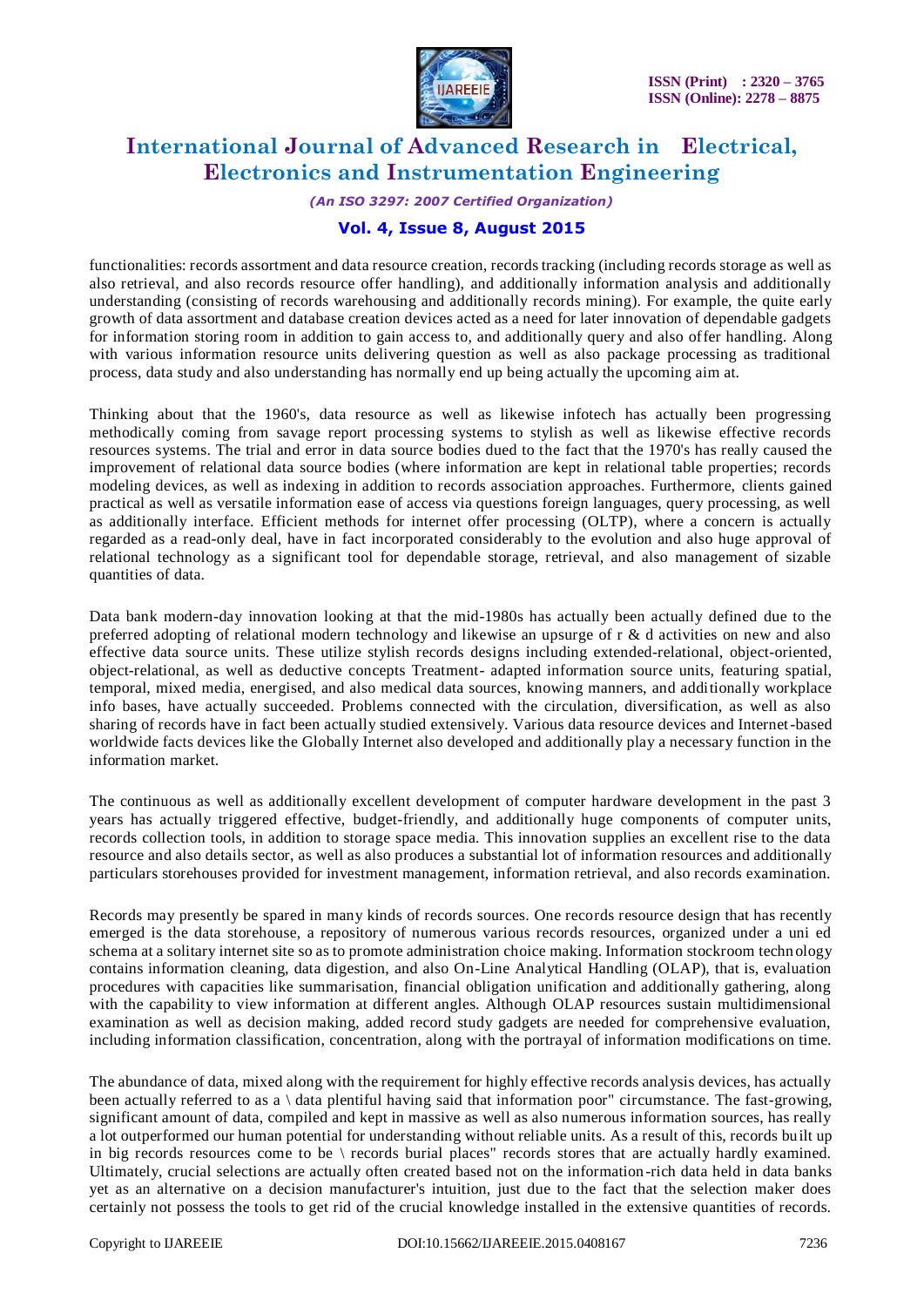functionalities: records assortment and data resource creation, records tracking (including records storage as well as also retrieval, and also records resource offer handling), and additionally information analysis and additionally understanding (consisting of records warehousing and additionally records mining). For example, the quite early growth of data assortment and database creation devices acted as a need for later innovation of dependable gadgets for information storing room in addition to gain access to, and additionally query and also offer handling. Along with various information resource units delivering question as well as also package processing as traditional process, data study and also understanding has normally end up being actually the upcoming aim at.

Thinking about that the 1960's, data resource as well as likewise infotech has actually been progressing methodically coming from savage report processing systems to stylish as well as likewise effective records resources systems. The trial and error in data source bodies dued to the fact that the 1970's has really caused the improvement of relational data source bodies (where information are kept in relational table properties; records modeling devices, as well as indexing in addition to records association approaches. Furthermore, clients gained practical as well as versatile information ease of access via questions foreign languages, query processing, as well as additionally interface. Efficient methods for internet offer processing (OLTP), where a concern is actually regarded as a read-only deal, have in fact incorporated considerably to the evolution and also huge approval of relational technology as a significant tool for dependable storage, retrieval, and also management of sizable quantities of data.

Data bank modern-day innovation looking at that the mid-1980s has actually been actually defined due to the preferred adopting of relational modern technology and likewise an upsurge of r & d activities on new and also effective data source units. These utilize stylish records designs including extended-relational, object-oriented, object-relational, as well as deductive concepts Treatment- adapted information source units, featuring spatial, temporal, mixed media, energised, and also medical data sources, knowing manners, and additionally workplace info bases, have actually succeeded. Problems connected with the circulation, diversification, as well as also sharing of records have in fact been actually studied extensively. Various data resource devices and Internet-based worldwide facts devices like the Globally Internet also developed and additionally play a necessary function in the information market.

The continuous as well as additionally excellent development of computer hardware development in the past 3 years has actually triggered effective, budget-friendly, and additionally huge components of computer units, records collection tools, in addition to storage space media. This innovation supplies an excellent rise to the data resource and also details sector, as well as also produces a substantial lot of information resources and additionally particulars storehouses provided for investment management, information retrieval, and also records examination.

Records may presently be spared in many kinds of records sources. One records resource design that has recently emerged is the data storehouse, a repository of numerous various records resources, organized under a uni ed schema at a solitary internet site so as to promote administration choice making. Information stockroom technology contains information cleaning, data digestion, and also On-Line Analytical Handling (OLAP), that is, evaluation procedures with capacities like summarisation, financial obligation unification and additionally gathering, along with the capability to view information at different angles. Although OLAP resources sustain multidimensional examination as well as decision making, added record study gadgets are needed for comprehensive evaluation, including information classification, concentration, along with the portrayal of information modifications on time.

The abundance of data, mixed along with the requirement for highly effective records analysis devices, has actually been actually referred to as a \ data plentiful having said that information poor" circumstance. The fast-growing, significant amount of data, compiled and kept in massive as well as also numerous information sources, has really a lot outperformed our human potential for understanding without reliable units. As a result of this, records built up in big records resources come to be \ records burial places" records stores that are actually hardly examined. Ultimately, crucial selections are actually often created based not on the information-rich data held in data banks yet as an alternative on a decision manufacturer's intuition, just due to the fact that the selection maker does certainly not possess the tools to get rid of the crucial knowledge installed in the extensive quantities of records.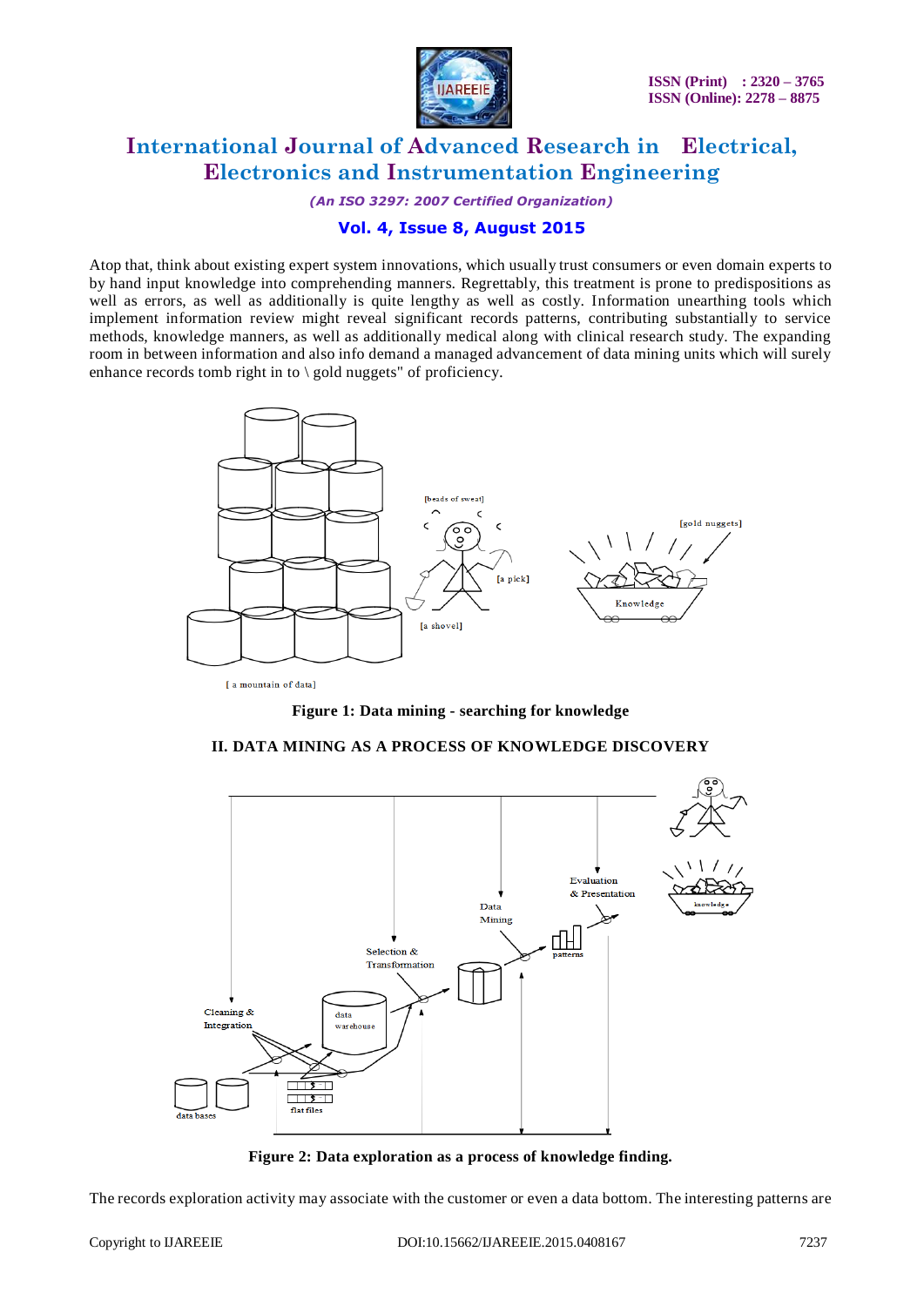Atop that, think about existing expert system innovations, which usually trust consumers or even domain experts to by hand input knowledge into comprehending manners. Regrettably, this treatment is prone to predispositions as well as errors, as well as additionally is quite lengthy as well as costly. Information unearthing tools which implement information review might reveal significant records patterns, contributing substantially to service methods, knowledge manners, as well as additionally medical along with clinical research study. The expanding room in between information and also info demand a managed advancement of data mining units which will surely enhance records tomb right in to \ gold nuggets" of proficiency.

[beads of sweat]

[gold nuggets]

[a pick]

[a shovel]

Knowledge

[ a mountain of data]

**Figure 1: Data mining - searching for knowledge**

## II. DATA MINING AS A PROCESS OF KNOWLEDGE DISCOVERY

Evaluation & Presentation

knowledge

Data Mining

patterns

Selection & Transformation

Cleaning & Integration

data warehouse

data bases

flat files

**Figure 2: Data exploration as a process of knowledge finding.**

The records exploration activity may associate with the customer or even a data bottom. The interesting patterns are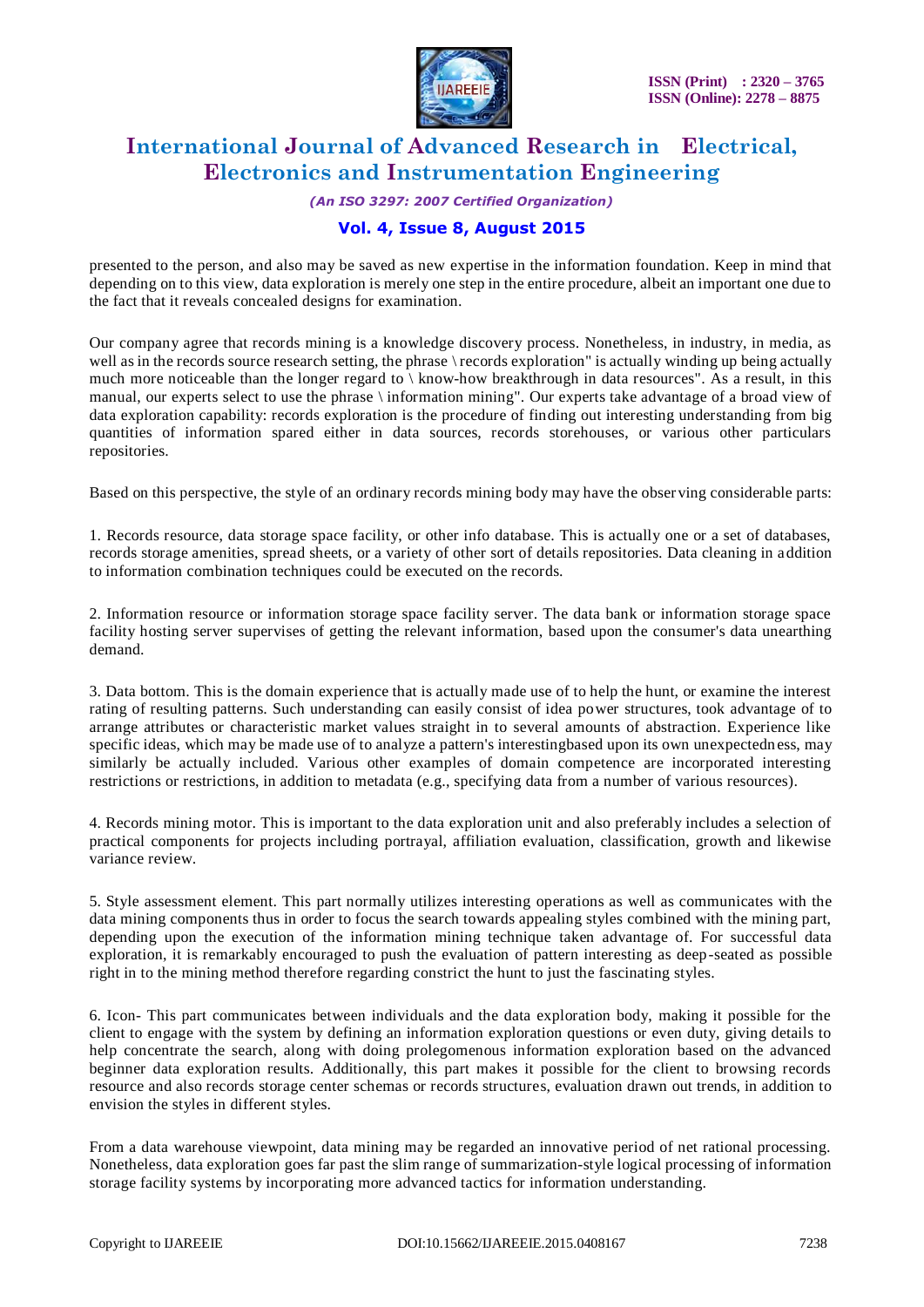presented to the person, and also may be saved as new expertise in the information foundation. Keep in mind that depending on to this view, data exploration is merely one step in the entire procedure, albeit an important one due to the fact that it reveals concealed designs for examination.

Our company agree that records mining is a knowledge discovery process. Nonetheless, in industry, in media, as well as in the records source research setting, the phrase \ records exploration" is actually winding up being actually much more noticeable than the longer regard to \ know-how breakthrough in data resources". As a result, in this manual, our experts select to use the phrase \ information mining". Our experts take advantage of a broad view of data exploration capability: records exploration is the procedure of finding out interesting understanding from big quantities of information spared either in data sources, records storehouses, or various other particulars repositories.

Based on this perspective, the style of an ordinary records mining body may have the observing considerable parts:

1. Records resource, data storage space facility, or other info database. This is actually one or a set of databases, records storage amenities, spread sheets, or a variety of other sort of details repositories. Data cleaning in addition to information combination techniques could be executed on the records.

2. Information resource or information storage space facility server. The data bank or information storage space facility hosting server supervises of getting the relevant information, based upon the consumer's data unearthing demand.

3. Data bottom. This is the domain experience that is actually made use of to help the hunt, or examine the interest rating of resulting patterns. Such understanding can easily consist of idea power structures, took advantage of to arrange attributes or characteristic market values straight in to several amounts of abstraction. Experience like specific ideas, which may be made use of to analyze a pattern's interestingbased upon its own unexpectedness, may similarly be actually included. Various other examples of domain competence are incorporated interesting restrictions or restrictions, in addition to metadata (e.g., specifying data from a number of various resources).

4. Records mining motor. This is important to the data exploration unit and also preferably includes a selection of practical components for projects including portrayal, affiliation evaluation, classification, growth and likewise variance review.

5. Style assessment element. This part normally utilizes interesting operations as well as communicates with the data mining components thus in order to focus the search towards appealing styles combined with the mining part, depending upon the execution of the information mining technique taken advantage of. For successful data exploration, it is remarkably encouraged to push the evaluation of pattern interesting as deep-seated as possible right in to the mining method therefore regarding constrict the hunt to just the fascinating styles.

6. Icon- This part communicates between individuals and the data exploration body, making it possible for the client to engage with the system by defining an information exploration questions or even duty, giving details to help concentrate the search, along with doing prolegomenous information exploration based on the advanced beginner data exploration results. Additionally, this part makes it possible for the client to browsing records resource and also records storage center schemas or records structures, evaluation drawn out trends, in addition to envision the styles in different styles.

From a data warehouse viewpoint, data mining may be regarded an innovative period of net rational processing. Nonetheless, data exploration goes far past the slim range of summarization-style logical processing of information storage facility systems by incorporating more advanced tactics for information understanding.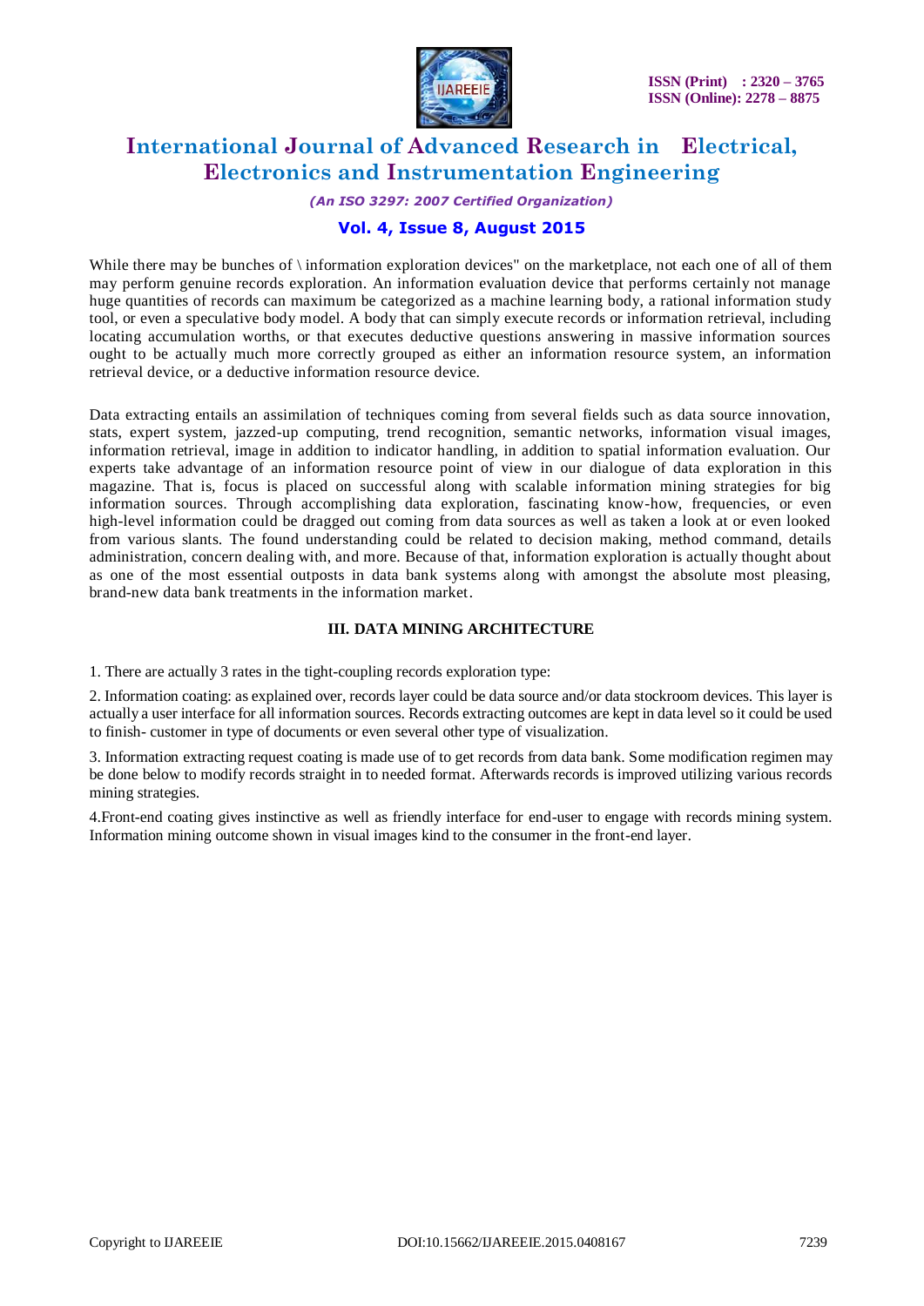While there may be bunches of \ information exploration devices" on the marketplace, not each one of all of them may perform genuine records exploration. An information evaluation device that performs certainly not manage huge quantities of records can maximum be categorized as a machine learning body, a rational information study tool, or even a speculative body model. A body that can simply execute records or information retrieval, including locating accumulation worths, or that executes deductive questions answering in massive information sources ought to be actually much more correctly grouped as either an information resource system, an information retrieval device, or a deductive information resource device.

Data extracting entails an assimilation of techniques coming from several fields such as data source innovation, stats, expert system, jazzed-up computing, trend recognition, semantic networks, information visual images, information retrieval, image in addition to indicator handling, in addition to spatial information evaluation. Our experts take advantage of an information resource point of view in our dialogue of data exploration in this magazine. That is, focus is placed on successful along with scalable information mining strategies for big information sources. Through accomplishing data exploration, fascinating know-how, frequencies, or even high-level information could be dragged out coming from data sources as well as taken a look at or even looked from various slants. The found understanding could be related to decision making, method command, details administration, concern dealing with, and more. Because of that, information exploration is actually thought about as one of the most essential outposts in data bank systems along with amongst the absolute most pleasing, brand-new data bank treatments in the information market.

### III. DATA MINING ARCHITECTURE

1. There are actually 3 rates in the tight-coupling records exploration type:

2. Information coating: as explained over, records layer could be data source and/or data stockroom devices. This layer is actually a user interface for all information sources. Records extracting outcomes are kept in data level so it could be used to finish- customer in type of documents or even several other type of visualization.

3. Information extracting request coating is made use of to get records from data bank. Some modification regimen may be done below to modify records straight in to needed format. Afterwards records is improved utilizing various records mining strategies.

4.Front-end coating gives instinctive as well as friendly interface for end-user to engage with records mining system. Information mining outcome shown in visual images kind to the consumer in the front-end layer.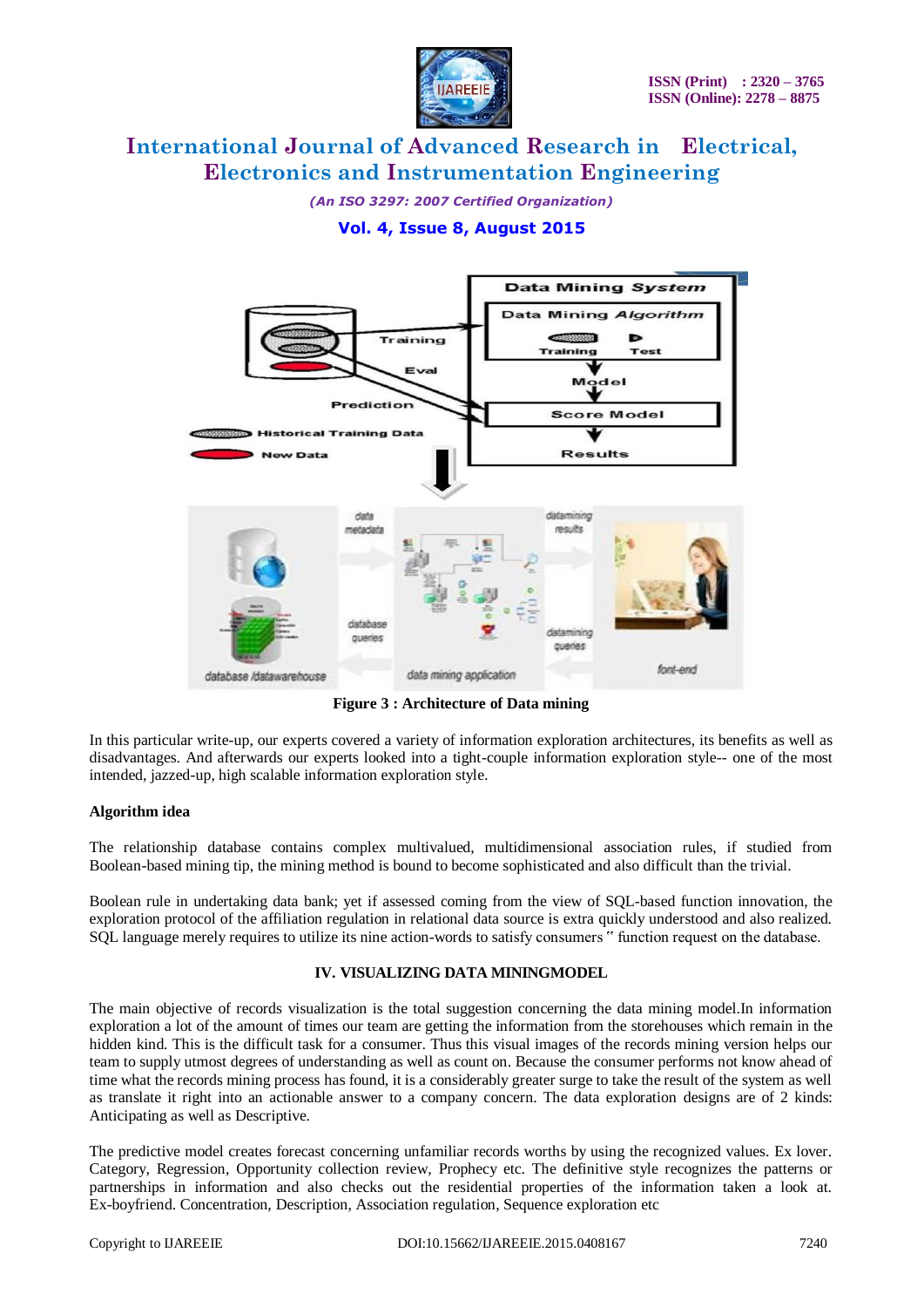Figure 3 : Architecture of Data mining

In this particular write-up, our experts covered a variety of information exploration architectures, its benefits as well as disadvantages. And afterwards our experts looked into a tight-couple information exploration style-- one of the most intended, jazzed-up, high scalable information exploration style.

**Algorithm idea**

The relationship database contains complex multivalued, multidimensional association rules, if studied from Boolean-based mining tip, the mining method is bound to become sophisticated and also difficult than the trivial.

Boolean rule in undertaking data bank; yet if assessed coming from the view of SQL-based function innovation, the exploration protocol of the affiliation regulation in relational data source is extra quickly understood and also realized. SQL language merely requires to utilize its nine action-words to satisfy consumers " function request on the database.

## IV. VISUALIZING DATA MININGMODEL

The main objective of records visualization is the total suggestion concerning the data mining model.In information exploration a lot of the amount of times our team are getting the information from the storehouses which remain in the hidden kind. This is the difficult task for a consumer. Thus this visual images of the records mining version helps our team to supply utmost degrees of understanding as well as count on. Because the consumer performs not know ahead of time what the records mining process has found, it is a considerably greater surge to take the result of the system as well as translate it right into an actionable answer to a company concern. The data exploration designs are of 2 kinds: Anticipating as well as Descriptive.

The predictive model creates forecast concerning unfamiliar records worths by using the recognized values. Ex lover. Category, Regression, Opportunity collection review, Prophecy etc. The definitive style recognizes the patterns or partnerships in information and also checks out the residential properties of the information taken a look at. Ex-boyfriend. Concentration, Description, Association regulation, Sequence exploration etc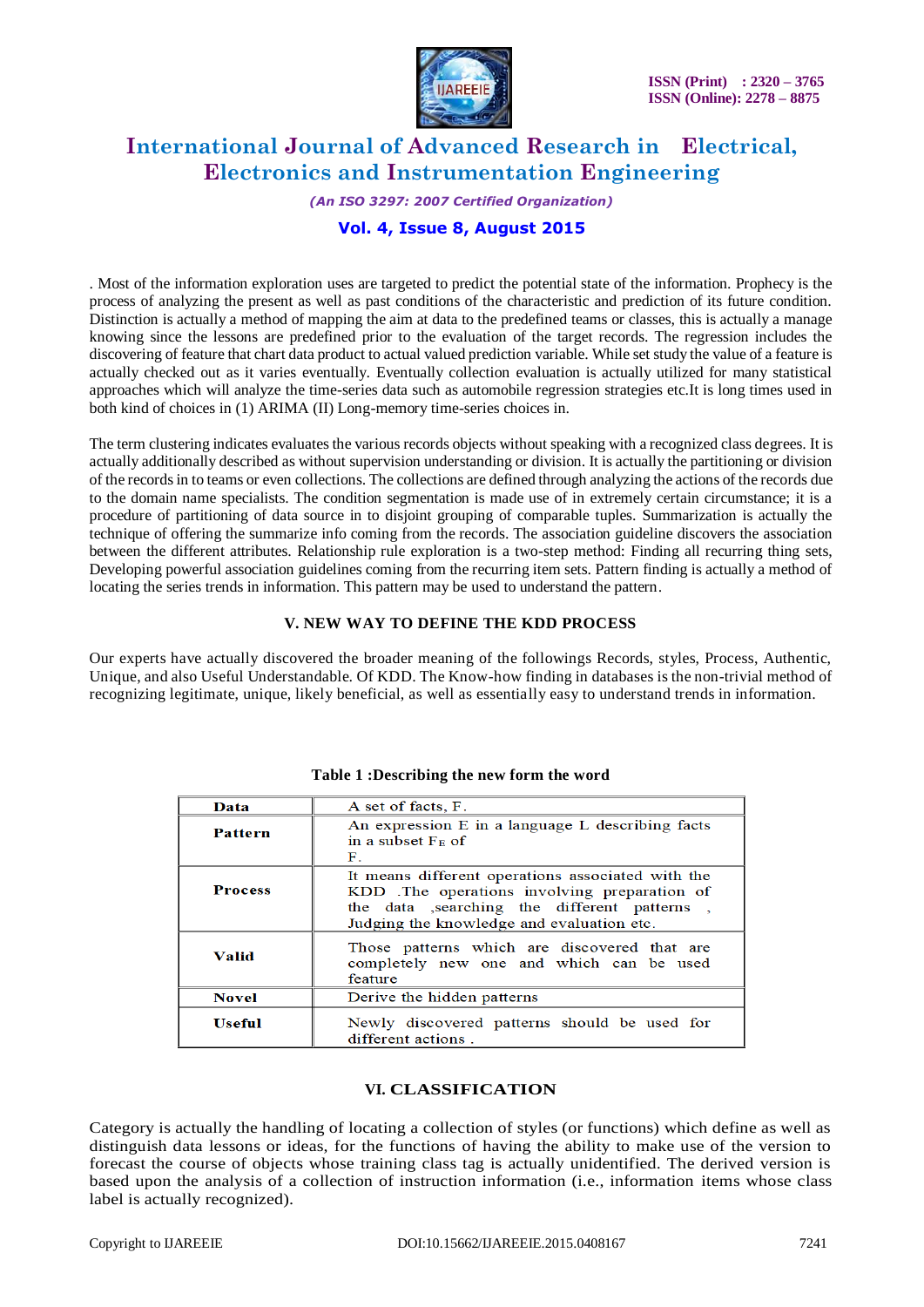. Most of the information exploration uses are targeted to predict the potential state of the information. Prophecy is the process of analyzing the present as well as past conditions of the characteristic and prediction of its future condition. Distinction is actually a method of mapping the aim at data to the predefined teams or classes, this is actually a manage knowing since the lessons are predefined prior to the evaluation of the target records. The regression includes the discovering of feature that chart data product to actual valued prediction variable. While set study the value of a feature is actually checked out as it varies eventually. Eventually collection evaluation is actually utilized for many statistical approaches which will analyze the time-series data such as automobile regression strategies etc.It is long times used in both kind of choices in (1) ARIMA (II) Long-memory time-series choices in.

The term clustering indicates evaluates the various records objects without speaking with a recognized class degrees. It is actually additionally described as without supervision understanding or division. It is actually the partitioning or division of the records in to teams or even collections. The collections are defined through analyzing the actions of the records due to the domain name specialists. The condition segmentation is made use of in extremely certain circumstance; it is a procedure of partitioning of data source in to disjoint grouping of comparable tuples. Summarization is actually the technique of offering the summarize info coming from the records. The association guideline discovers the association between the different attributes. Relationship rule exploration is a two-step method: Finding all recurring thing sets, Developing powerful association guidelines coming from the recurring item sets. Pattern finding is actually a method of locating the series trends in information. This pattern may be used to understand the pattern.

## V. NEW WAY TO DEFINE THE KDD PROCESS

Our experts have actually discovered the broader meaning of the followings Records, styles, Process, Authentic, Unique, and also Useful Understandable. Of KDD. The Know-how finding in databases is the non-trivial method of recognizing legitimate, unique, likely beneficial, as well as essentially easy to understand trends in information.

**Table 1 :Describing the new form the word**

| | |
|---|---|
| **Data** | A set of facts, F. |
| **Pattern** | An expression E in a language L describing facts in a subset $F_E$ of F. |
| **Process** | It means different operations associated with the KDD .The operations involving preparation of the data ,searching the different patterns , Judging the knowledge and evaluation etc. |
| **Valid** | Those patterns which are discovered that are completely new one and which can be used feature |
| **Novel** | Derive the hidden patterns |
| **Useful** | Newly discovered patterns should be used for different actions . |

## VI. CLASSIFICATION

Category is actually the handling of locating a collection of styles (or functions) which define as well as distinguish data lessons or ideas, for the functions of having the ability to make use of the version to forecast the course of objects whose training class tag is actually unidentified. The derived version is based upon the analysis of a collection of instruction information (i.e., information items whose class label is actually recognized).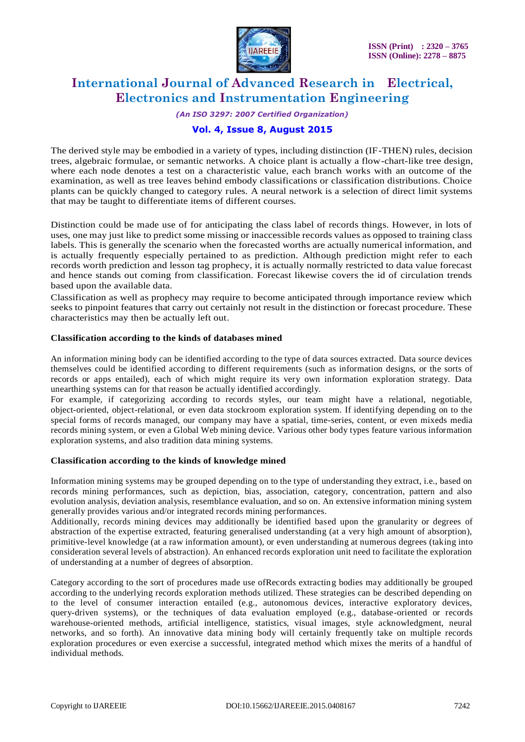The derived style may be embodied in a variety of types, including distinction (IF-THEN) rules, decision trees, algebraic formulae, or semantic networks. A choice plant is actually a flow-chart-like tree design, where each node denotes a test on a characteristic value, each branch works with an outcome of the examination, as well as tree leaves behind embody classifications or classification distributions. Choice plants can be quickly changed to category rules. A neural network is a selection of direct limit systems that may be taught to differentiate items of different courses.

Distinction could be made use of for anticipating the class label of records things. However, in lots of uses, one may just like to predict some missing or inaccessible records values as opposed to training class labels. This is generally the scenario when the forecasted worths are actually numerical information, and is actually frequently especially pertained to as prediction. Although prediction might refer to each records worth prediction and lesson tag prophecy, it is actually normally restricted to data value forecast and hence stands out coming from classification. Forecast likewise covers the id of circulation trends based upon the available data.

Classification as well as prophecy may require to become anticipated through importance review which seeks to pinpoint features that carry out certainly not result in the distinction or forecast procedure. These characteristics may then be actually left out.

**Classification according to the kinds of databases mined**

An information mining body can be identified according to the type of data sources extracted. Data source devices themselves could be identified according to different requirements (such as information designs, or the sorts of records or apps entailed), each of which might require its very own information exploration strategy. Data unearthing systems can for that reason be actually identified accordingly.

For example, if categorizing according to records styles, our team might have a relational, negotiable, object-oriented, object-relational, or even data stockroom exploration system. If identifying depending on to the special forms of records managed, our company may have a spatial, time-series, content, or even mixeds media records mining system, or even a Global Web mining device. Various other body types feature various information exploration systems, and also tradition data mining systems.

**Classification according to the kinds of knowledge mined**

Information mining systems may be grouped depending on to the type of understanding they extract, i.e., based on records mining performances, such as depiction, bias, association, category, concentration, pattern and also evolution analysis, deviation analysis, resemblance evaluation, and so on. An extensive information mining system generally provides various and/or integrated records mining performances.

Additionally, records mining devices may additionally be identified based upon the granularity or degrees of abstraction of the expertise extracted, featuring generalised understanding (at a very high amount of absorption), primitive-level knowledge (at a raw information amount), or even understanding at numerous degrees (taking into consideration several levels of abstraction). An enhanced records exploration unit need to facilitate the exploration of understanding at a number of degrees of absorption.

Category according to the sort of procedures made use ofRecords extracting bodies may additionally be grouped according to the underlying records exploration methods utilized. These strategies can be described depending on to the level of consumer interaction entailed (e.g., autonomous devices, interactive exploratory devices, query-driven systems), or the techniques of data evaluation employed (e.g., database-oriented or records warehouse-oriented methods, artificial intelligence, statistics, visual images, style acknowledgment, neural networks, and so forth). An innovative data mining body will certainly frequently take on multiple records exploration procedures or even exercise a successful, integrated method which mixes the merits of a handful of individual methods.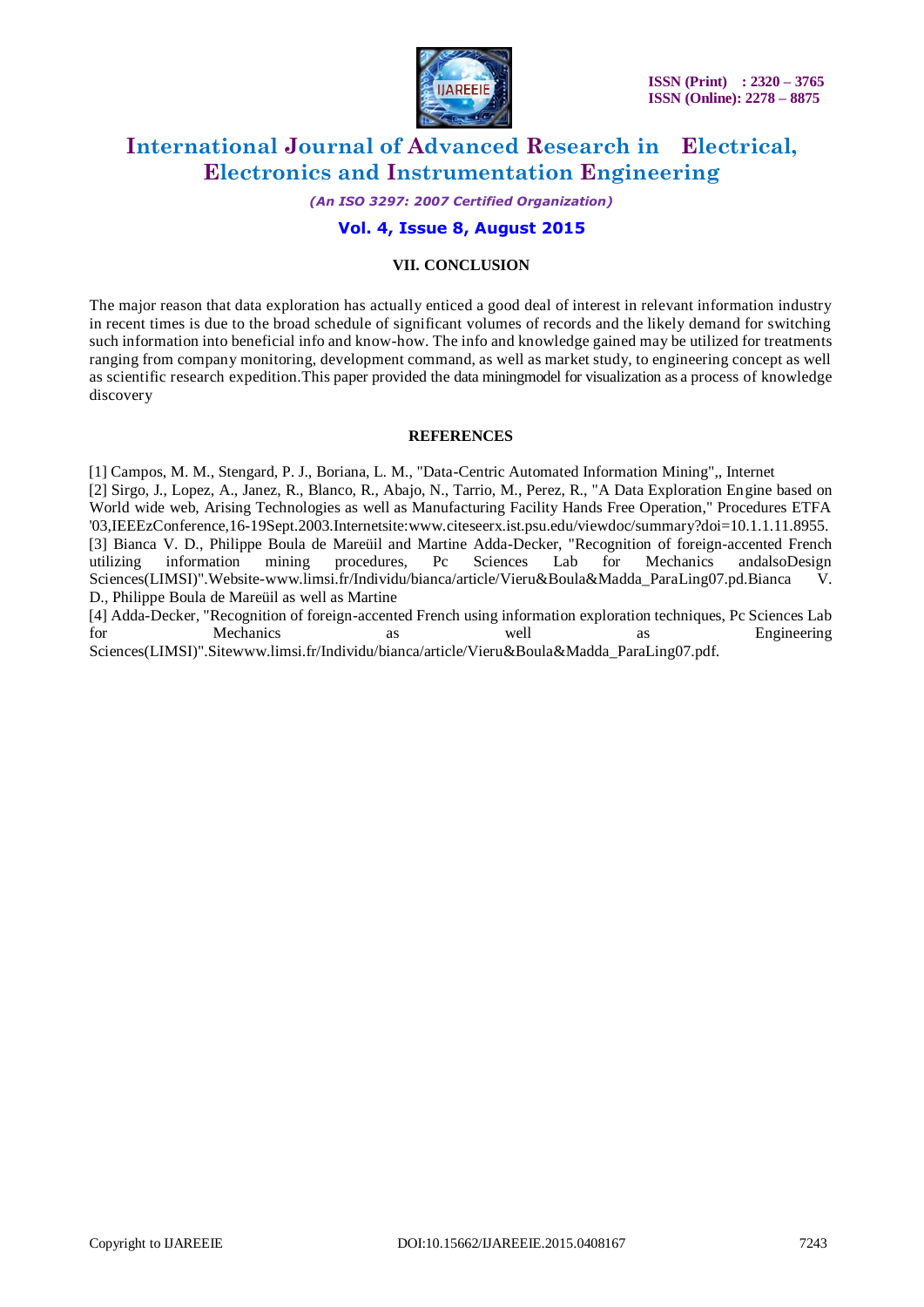## VII. CONCLUSION

The major reason that data exploration has actually enticed a good deal of interest in relevant information industry in recent times is due to the broad schedule of significant volumes of records and the likely demand for switching such information into beneficial info and know-how. The info and knowledge gained may be utilized for treatments ranging from company monitoring, development command, as well as market study, to engineering concept as well as scientific research expedition.This paper provided the data miningmodel for visualization as a process of knowledge discovery

## REFERENCES

[1] Campos, M. M., Stengard, P. J., Boriana, L. M., "Data-Centric Automated Information Mining",, Internet

[2] Sirgo, J., Lopez, A., Janez, R., Blanco, R., Abajo, N., Tarrio, M., Perez, R., "A Data Exploration Engine based on World wide web, Arising Technologies as well as Manufacturing Facility Hands Free Operation," Procedures ETFA '03,IEEEzConference,16-19Sept.2003.Internetsite:www.citeseerx.ist.psu.edu/viewdoc/summary?doi=10.1.1.11.8955.

[3] Bianca V. D., Philippe Boula de Mareüil and Martine Adda-Decker, "Recognition of foreign-accented French utilizing information mining procedures, Pc Sciences Lab for Mechanics andalsoDesign Sciences(LIMSI)".Website-www.limsi.fr/Individu/bianca/article/Vieru&Boula&Madda_ParaLing07.pd.Bianca V. D., Philippe Boula de Mareüil as well as Martine

[4] Adda-Decker, "Recognition of foreign-accented French using information exploration techniques, Pc Sciences Lab for Mechanics as well as Engineering Sciences(LIMSI)".Sitewww.limsi.fr/Individu/bianca/article/Vieru&Boula&Madda_ParaLing07.pdf.